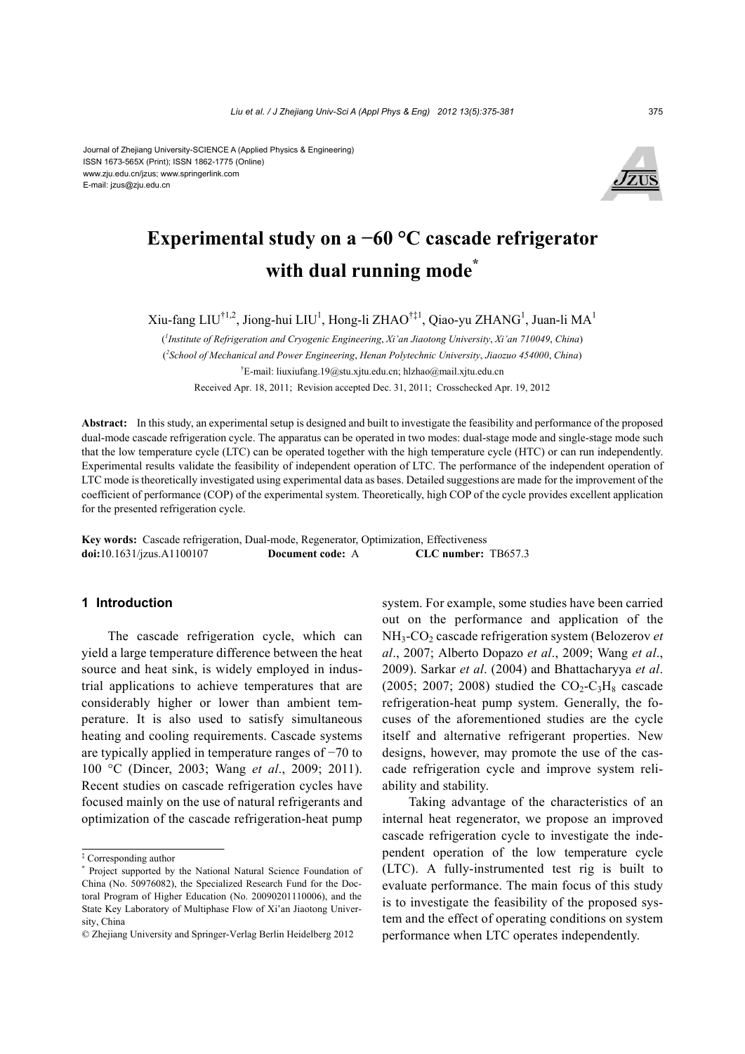Journal of Zhejiang University-SCIENCE A (Applied Physics & Engineering)
ISSN 1673-565X (Print); ISSN 1862-1775 (Online)
www.zju.edu.cn/jzus; www.springerlink.com
E-mail: jzus@zju.edu.cn

# Experimental study on a −60 °C cascade refrigerator with dual running mode*

Xiu-fang LIU†1,2, Jiong-hui LIU[1], Hong-li ZHAO†‡1, Qiao-yu ZHANG[1], Juan-li MA[1]

([1]*Institute of Refrigeration and Cryogenic Engineering*, *Xi'an Jiaotong University*, *Xi'an 710049*, *China*)

([2]*School of Mechanical and Power Engineering*, *Henan Polytechnic University*, *Jiaozuo 454000*, *China*)

†E-mail: liuxiufang.19@stu.xjtu.edu.cn; hlzhao@mail.xjtu.edu.cn

Received Apr. 18, 2011; Revision accepted Dec. 31, 2011; Crosschecked Apr. 19, 2012

**Abstract:** In this study, an experimental setup is designed and built to investigate the feasibility and performance of the proposed dual-mode cascade refrigeration cycle. The apparatus can be operated in two modes: dual-stage mode and single-stage mode such that the low temperature cycle (LTC) can be operated together with the high temperature cycle (HTC) or can run independently. Experimental results validate the feasibility of independent operation of LTC. The performance of the independent operation of LTC mode is theoretically investigated using experimental data as bases. Detailed suggestions are made for the improvement of the coefficient of performance (COP) of the experimental system. Theoretically, high COP of the cycle provides excellent application for the presented refrigeration cycle.

**Key words:** Cascade refrigeration, Dual-mode, Regenerator, Optimization, Effectiveness

**doi:**10.1631/jzus.A1100107 **Document code:** A **CLC number:** TB657.3

## 1 Introduction

The cascade refrigeration cycle, which can yield a large temperature difference between the heat source and heat sink, is widely employed in industrial applications to achieve temperatures that are considerably higher or lower than ambient temperature. It is also used to satisfy simultaneous heating and cooling requirements. Cascade systems are typically applied in temperature ranges of −70 to 100 °C (Dincer, 2003; Wang *et al*., 2009; 2011). Recent studies on cascade refrigeration cycles have focused mainly on the use of natural refrigerants and optimization of the cascade refrigeration-heat pump system. For example, some studies have been carried out on the performance and application of the $NH_3$-$CO_2$ cascade refrigeration system (Belozerov *et al*., 2007; Alberto Dopazo *et al*., 2009; Wang *et al*., 2009). Sarkar *et al*. (2004) and Bhattacharyya *et al*. (2005; 2007; 2008) studied the $CO_2$-$C_3H_8$ cascade refrigeration-heat pump system. Generally, the focuses of the aforementioned studies are the cycle itself and alternative refrigerant properties. New designs, however, may promote the use of the cascade refrigeration cycle and improve system reliability and stability.

Taking advantage of the characteristics of an internal heat regenerator, we propose an improved cascade refrigeration cycle to investigate the independent operation of the low temperature cycle (LTC). A fully-instrumented test rig is built to evaluate performance. The main focus of this study is to investigate the feasibility of the proposed system and the effect of operating conditions on system performance when LTC operates independently.

---

‡ Corresponding author

\* Project supported by the National Natural Science Foundation of China (No. 50976082), the Specialized Research Fund for the Doctoral Program of Higher Education (No. 20090201110006), and the State Key Laboratory of Multiphase Flow of Xi'an Jiaotong University, China

© Zhejiang University and Springer-Verlag Berlin Heidelberg 2012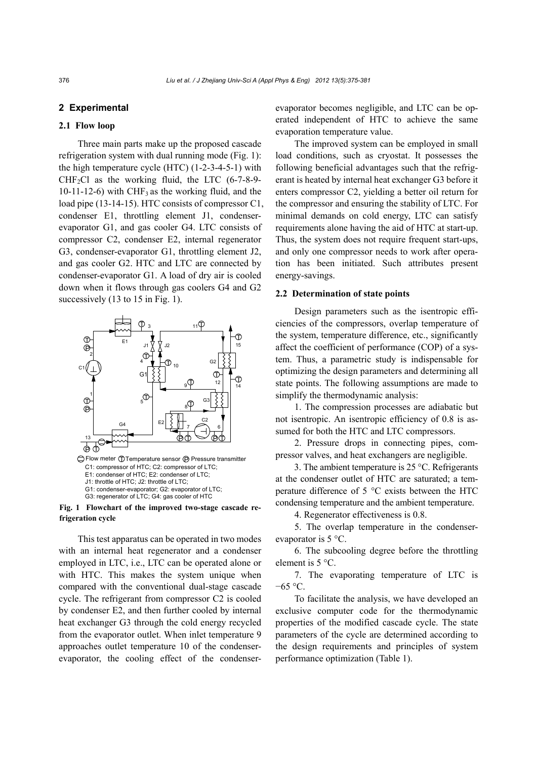## 2 Experimental

### 2.1 Flow loop

Three main parts make up the proposed cascade refrigeration system with dual running mode (Fig. 1): the high temperature cycle (HTC) (1-2-3-4-5-1) with $CHF_2Cl$ as the working fluid, the LTC (6-7-8-9-10-11-12-6) with $CHF_3$ as the working fluid, and the load pipe (13-14-15). HTC consists of compressor C1, condenser E1, throttling element J1, condenser-evaporator G1, and gas cooler G4. LTC consists of compressor C2, condenser E2, internal regenerator G3, condenser-evaporator G1, throttling element J2, and gas cooler G2. HTC and LTC are connected by condenser-evaporator G1. A load of dry air is cooled down when it flows through gas coolers G4 and G2 successively (13 to 15 in Fig. 1).

Flow meter Temperature sensor Pressure transmitter
C1: compressor of HTC; C2: compressor of LTC;
E1: condenser of HTC; E2: condenser of LTC;
J1: throttle of HTC; J2: throttle of LTC;
G1: condenser-evaporator; G2: evaporator of LTC;
G3: regenerator of LTC; G4: gas cooler of HTC

**Fig. 1 Flowchart of the improved two-stage cascade refrigeration cycle**

This test apparatus can be operated in two modes with an internal heat regenerator and a condenser employed in LTC, i.e., LTC can be operated alone or with HTC. This makes the system unique when compared with the conventional dual-stage cascade cycle. The refrigerant from compressor C2 is cooled by condenser E2, and then further cooled by internal heat exchanger G3 through the cold energy recycled from the evaporator outlet. When inlet temperature 9 approaches outlet temperature 10 of the condenser-evaporator, the cooling effect of the condenser-evaporator becomes negligible, and LTC can be operated independent of HTC to achieve the same evaporation temperature value.

The improved system can be employed in small load conditions, such as cryostat. It possesses the following beneficial advantages such that the refrigerant is heated by internal heat exchanger G3 before it enters compressor C2, yielding a better oil return for the compressor and ensuring the stability of LTC. For minimal demands on cold energy, LTC can satisfy requirements alone having the aid of HTC at start-up. Thus, the system does not require frequent start-ups, and only one compressor needs to work after operation has been initiated. Such attributes present energy-savings.

### 2.2 Determination of state points

Design parameters such as the isentropic efficiencies of the compressors, overlap temperature of the system, temperature difference, etc., significantly affect the coefficient of performance (COP) of a system. Thus, a parametric study is indispensable for optimizing the design parameters and determining all state points. The following assumptions are made to simplify the thermodynamic analysis:

1. The compression processes are adiabatic but not isentropic. An isentropic efficiency of 0.8 is assumed for both the HTC and LTC compressors.

2. Pressure drops in connecting pipes, compressor valves, and heat exchangers are negligible.

3. The ambient temperature is 25 °C. Refrigerants at the condenser outlet of HTC are saturated; a temperature difference of 5 °C exists between the HTC condensing temperature and the ambient temperature.

4. Regenerator effectiveness is 0.8.

5. The overlap temperature in the condenser-evaporator is 5 °C.

6. The subcooling degree before the throttling element is 5 °C.

7. The evaporating temperature of LTC is −65 °C.

To facilitate the analysis, we have developed an exclusive computer code for the thermodynamic properties of the modified cascade cycle. The state parameters of the cycle are determined according to the design requirements and principles of system performance optimization (Table 1).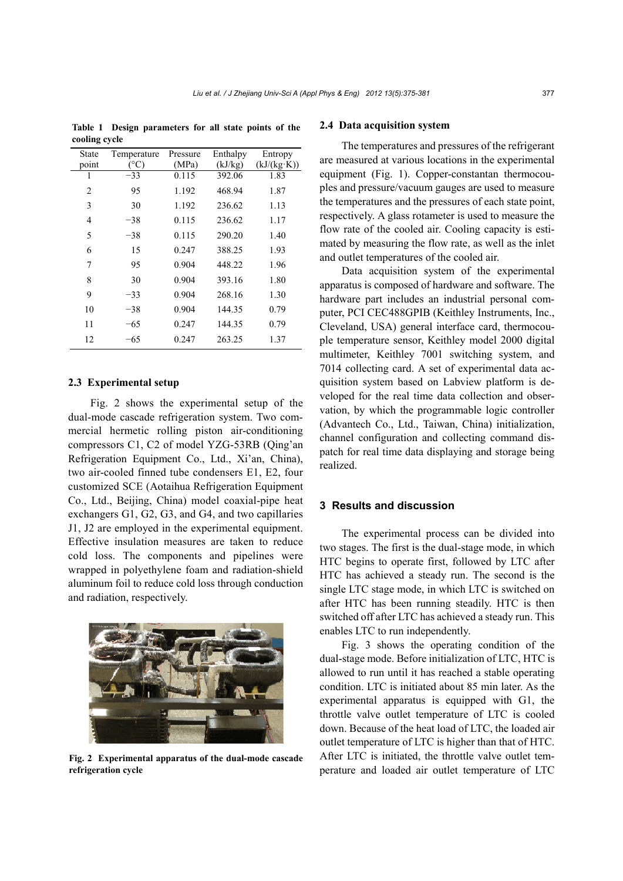**Table 1 Design parameters for all state points of the cooling cycle**

| State point | Temperature (°C) | Pressure (MPa) | Enthalpy (kJ/kg) | Entropy (kJ/(kg·K)) |
|---|---|---|---|---|
| 1 | −33 | 0.115 | 392.06 | 1.83 |
| 2 | 95 | 1.192 | 468.94 | 1.87 |
| 3 | 30 | 1.192 | 236.62 | 1.13 |
| 4 | −38 | 0.115 | 236.62 | 1.17 |
| 5 | −38 | 0.115 | 290.20 | 1.40 |
| 6 | 15 | 0.247 | 388.25 | 1.93 |
| 7 | 95 | 0.904 | 448.22 | 1.96 |
| 8 | 30 | 0.904 | 393.16 | 1.80 |
| 9 | −33 | 0.904 | 268.16 | 1.30 |
| 10 | −38 | 0.904 | 144.35 | 0.79 |
| 11 | −65 | 0.247 | 144.35 | 0.79 |
| 12 | −65 | 0.247 | 263.25 | 1.37 |

### 2.3 Experimental setup

Fig. 2 shows the experimental setup of the dual-mode cascade refrigeration system. Two commercial hermetic rolling piston air-conditioning compressors C1, C2 of model YZG-53RB (Qing'an Refrigeration Equipment Co., Ltd., Xi'an, China), two air-cooled finned tube condensers E1, E2, four customized SCE (Aotaihua Refrigeration Equipment Co., Ltd., Beijing, China) model coaxial-pipe heat exchangers G1, G2, G3, and G4, and two capillaries J1, J2 are employed in the experimental equipment. Effective insulation measures are taken to reduce cold loss. The components and pipelines were wrapped in polyethylene foam and radiation-shield aluminum foil to reduce cold loss through conduction and radiation, respectively.

**Fig. 2 Experimental apparatus of the dual-mode cascade refrigeration cycle**

### 2.4 Data acquisition system

The temperatures and pressures of the refrigerant are measured at various locations in the experimental equipment (Fig. 1). Copper-constantan thermocouples and pressure/vacuum gauges are used to measure the temperatures and the pressures of each state point, respectively. A glass rotameter is used to measure the flow rate of the cooled air. Cooling capacity is estimated by measuring the flow rate, as well as the inlet and outlet temperatures of the cooled air.

Data acquisition system of the experimental apparatus is composed of hardware and software. The hardware part includes an industrial personal computer, PCI CEC488GPIB (Keithley Instruments, Inc., Cleveland, USA) general interface card, thermocouple temperature sensor, Keithley model 2000 digital multimeter, Keithley 7001 switching system, and 7014 collecting card. A set of experimental data acquisition system based on Labview platform is developed for the real time data collection and observation, by which the programmable logic controller (Advantech Co., Ltd., Taiwan, China) initialization, channel configuration and collecting command dispatch for real time data displaying and storage being realized.

## 3 Results and discussion

The experimental process can be divided into two stages. The first is the dual-stage mode, in which HTC begins to operate first, followed by LTC after HTC has achieved a steady run. The second is the single LTC stage mode, in which LTC is switched on after HTC has been running steadily. HTC is then switched off after LTC has achieved a steady run. This enables LTC to run independently.

Fig. 3 shows the operating condition of the dual-stage mode. Before initialization of LTC, HTC is allowed to run until it has reached a stable operating condition. LTC is initiated about 85 min later. As the experimental apparatus is equipped with G1, the throttle valve outlet temperature of LTC is cooled down. Because of the heat load of LTC, the loaded air outlet temperature of LTC is higher than that of HTC. After LTC is initiated, the throttle valve outlet temperature and loaded air outlet temperature of LTC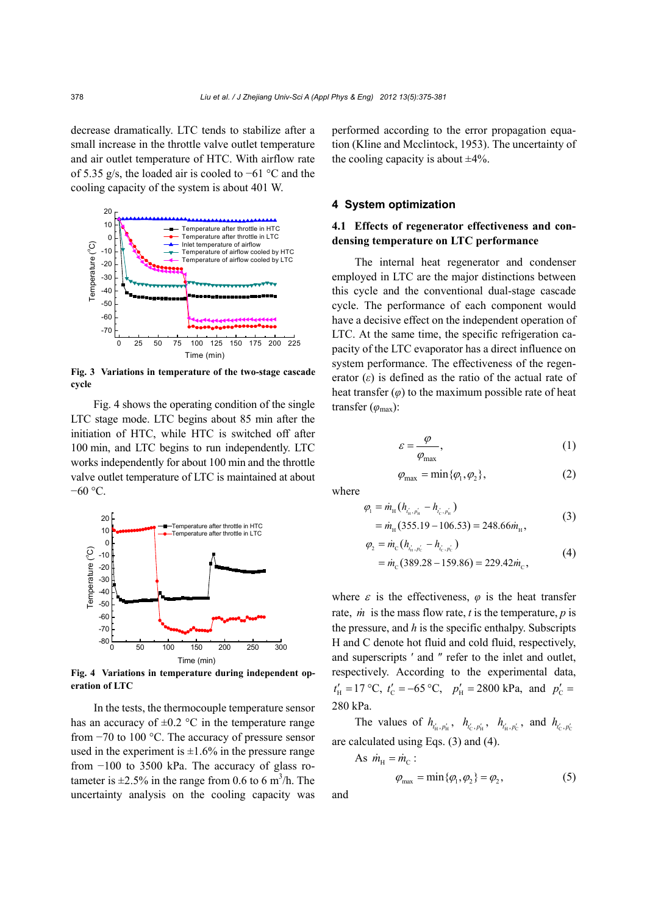decrease dramatically. LTC tends to stabilize after a small increase in the throttle valve outlet temperature and air outlet temperature of HTC. With airflow rate of 5.35 g/s, the loaded air is cooled to −61 °C and the cooling capacity of the system is about 401 W.

**Fig. 3 Variations in temperature of the two-stage cascade cycle**

Fig. 4 shows the operating condition of the single LTC stage mode. LTC begins about 85 min after the initiation of HTC, while HTC is switched off after 100 min, and LTC begins to run independently. LTC works independently for about 100 min and the throttle valve outlet temperature of LTC is maintained at about −60 °C.

**Fig. 4 Variations in temperature during independent operation of LTC**

In the tests, the thermocouple temperature sensor has an accuracy of ±0.2 °C in the temperature range from −70 to 100 °C. The accuracy of pressure sensor used in the experiment is ±1.6% in the pressure range from −100 to 3500 kPa. The accuracy of glass rotameter is ±2.5% in the range from 0.6 to 6 $m^3$/h. The uncertainty analysis on the cooling capacity was performed according to the error propagation equation (Kline and Mcclintock, 1953). The uncertainty of the cooling capacity is about ±4%.

## 4 System optimization

### 4.1 Effects of regenerator effectiveness and condensing temperature on LTC performance

The internal heat regenerator and condenser employed in LTC are the major distinctions between this cycle and the conventional dual-stage cascade cycle. The performance of each component would have a decisive effect on the independent operation of LTC. At the same time, the specific refrigeration capacity of the LTC evaporator has a direct influence on system performance. The effectiveness of the regenerator ($\varepsilon$) is defined as the ratio of the actual rate of heat transfer ($\varphi$) to the maximum possible rate of heat transfer ($\varphi_{\max}$):

$$\varepsilon = \frac{\varphi}{\varphi_{\max}}, \tag{1}$$

$$\varphi_{\max} = \min\{\varphi_1, \varphi_2\}, \tag{2}$$

where

$$\begin{aligned}\varphi_1 &= \dot{m}_{\mathrm{H}}(h_{t'_{\mathrm{H}},p'_{\mathrm{H}}} - h_{t'_{\mathrm{C}},p'_{\mathrm{H}}}) \\ &= \dot{m}_{\mathrm{H}}(355.19 - 106.53) = 248.66\dot{m}_{\mathrm{H}},\end{aligned} \tag{3}$$

$$\begin{aligned}\varphi_2 &= \dot{m}_{\mathrm{C}}(h_{t'_{\mathrm{H}},p'_{\mathrm{C}}} - h_{t'_{\mathrm{C}},p'_{\mathrm{C}}}) \\ &= \dot{m}_{\mathrm{C}}(389.28 - 159.86) = 229.42\dot{m}_{\mathrm{C}},\end{aligned} \tag{4}$$

where $\varepsilon$ is the effectiveness, $\varphi$ is the heat transfer rate, $\dot{m}$ is the mass flow rate, $t$ is the temperature, $p$ is the pressure, and $h$ is the specific enthalpy. Subscripts H and C denote hot fluid and cold fluid, respectively, and superscripts ′ and ″ refer to the inlet and outlet, respectively. According to the experimental data, $t'_{\mathrm{H}} = 17$ °C, $t'_{\mathrm{C}} = -65$ °C, $p'_{\mathrm{H}} = 2800$ kPa, and $p'_{\mathrm{C}} =$ 280 kPa.

The values of $h_{t'_{\mathrm{H}},p'_{\mathrm{H}}}$, $h_{t'_{\mathrm{C}},p'_{\mathrm{H}}}$, $h_{t'_{\mathrm{H}},p'_{\mathrm{C}}}$, and $h_{t'_{\mathrm{C}},p'_{\mathrm{C}}}$ are calculated using Eqs. (3) and (4).

As $\dot{m}_{\mathrm{H}} = \dot{m}_{\mathrm{C}}$:

$$\varphi_{\max} = \min\{\varphi_1, \varphi_2\} = \varphi_2, \tag{5}$$

and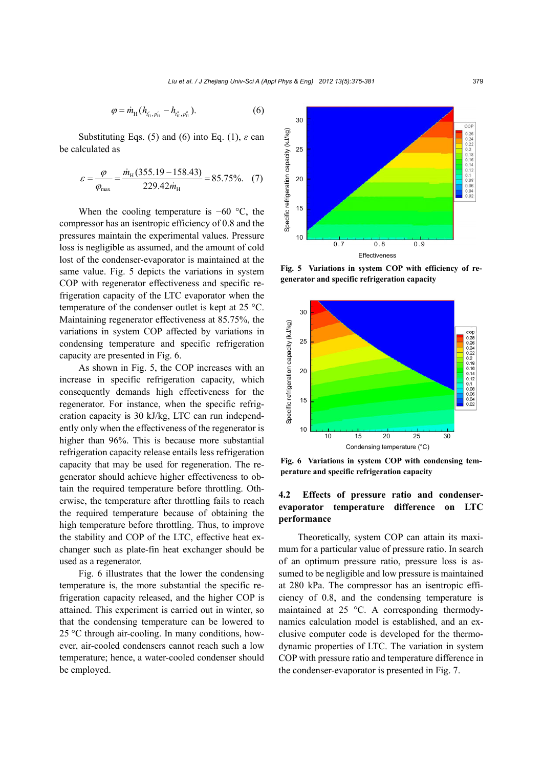$$\varphi = \dot{m}_{\rm H}(h_{t'_{\rm H},p'_{\rm H}} - h_{t''_{\rm H},p''_{\rm H}}). \quad (6)$$

Substituting Eqs. (5) and (6) into Eq. (1), $\varepsilon$ can be calculated as

$$\varepsilon = \frac{\varphi}{\varphi_{\max}} = \frac{\dot{m}_{\rm H}(355.19 - 158.43)}{229.42\dot{m}_{\rm H}} = 85.75\%. \quad (7)$$

When the cooling temperature is −60 °C, the compressor has an isentropic efficiency of 0.8 and the pressures maintain the experimental values. Pressure loss is negligible as assumed, and the amount of cold lost of the condenser-evaporator is maintained at the same value. Fig. 5 depicts the variations in system COP with regenerator effectiveness and specific refrigeration capacity of the LTC evaporator when the temperature of the condenser outlet is kept at 25 °C. Maintaining regenerator effectiveness at 85.75%, the variations in system COP affected by variations in condensing temperature and specific refrigeration capacity are presented in Fig. 6.

As shown in Fig. 5, the COP increases with an increase in specific refrigeration capacity, which consequently demands high effectiveness for the regenerator. For instance, when the specific refrigeration capacity is 30 kJ/kg, LTC can run independently only when the effectiveness of the regenerator is higher than 96%. This is because more substantial refrigeration capacity release entails less refrigeration capacity that may be used for regeneration. The regenerator should achieve higher effectiveness to obtain the required temperature before throttling. Otherwise, the temperature after throttling fails to reach the required temperature because of obtaining the high temperature before throttling. Thus, to improve the stability and COP of the LTC, effective heat exchanger such as plate-fin heat exchanger should be used as a regenerator.

Fig. 6 illustrates that the lower the condensing temperature is, the more substantial the specific refrigeration capacity released, and the higher COP is attained. This experiment is carried out in winter, so that the condensing temperature can be lowered to 25 °C through air-cooling. In many conditions, however, air-cooled condensers cannot reach such a low temperature; hence, a water-cooled condenser should be employed.

**Fig. 5 Variations in system COP with efficiency of regenerator and specific refrigeration capacity**

**Fig. 6 Variations in system COP with condensing temperature and specific refrigeration capacity**

### 4.2 Effects of pressure ratio and condenser-evaporator temperature difference on LTC performance

Theoretically, system COP can attain its maximum for a particular value of pressure ratio. In search of an optimum pressure ratio, pressure loss is assumed to be negligible and low pressure is maintained at 280 kPa. The compressor has an isentropic efficiency of 0.8, and the condensing temperature is maintained at 25 °C. A corresponding thermodynamics calculation model is established, and an exclusive computer code is developed for the thermodynamic properties of LTC. The variation in system COP with pressure ratio and temperature difference in the condenser-evaporator is presented in Fig. 7.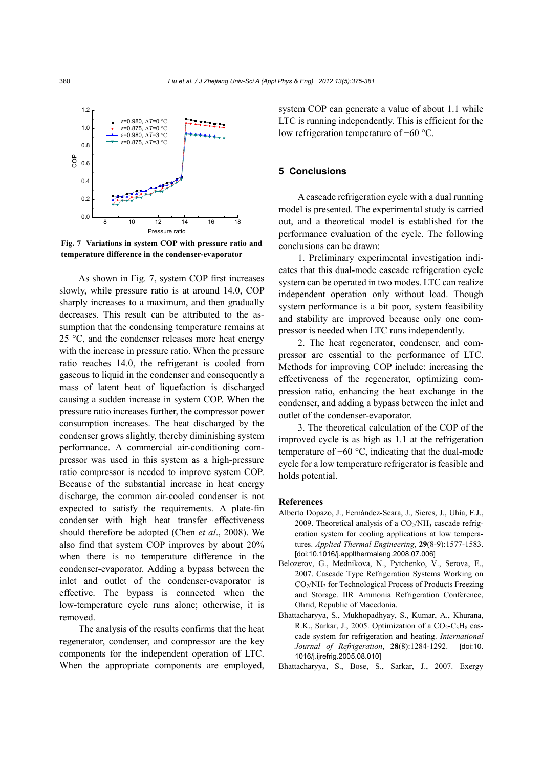Fig. 7 Variations in system COP with pressure ratio and temperature difference in the condenser-evaporator

As shown in Fig. 7, system COP first increases slowly, while pressure ratio is at around 14.0, COP sharply increases to a maximum, and then gradually decreases. This result can be attributed to the assumption that the condensing temperature remains at 25 °C, and the condenser releases more heat energy with the increase in pressure ratio. When the pressure ratio reaches 14.0, the refrigerant is cooled from gaseous to liquid in the condenser and consequently a mass of latent heat of liquefaction is discharged causing a sudden increase in system COP. When the pressure ratio increases further, the compressor power consumption increases. The heat discharged by the condenser grows slightly, thereby diminishing system performance. A commercial air-conditioning compressor was used in this system as a high-pressure ratio compressor is needed to improve system COP. Because of the substantial increase in heat energy discharge, the common air-cooled condenser is not expected to satisfy the requirements. A plate-fin condenser with high heat transfer effectiveness should therefore be adopted (Chen *et al*., 2008). We also find that system COP improves by about 20% when there is no temperature difference in the condenser-evaporator. Adding a bypass between the inlet and outlet of the condenser-evaporator is effective. The bypass is connected when the low-temperature cycle runs alone; otherwise, it is removed.

The analysis of the results confirms that the heat regenerator, condenser, and compressor are the key components for the independent operation of LTC. When the appropriate components are employed, system COP can generate a value of about 1.1 while LTC is running independently. This is efficient for the low refrigeration temperature of −60 °C.

## 5 Conclusions

A cascade refrigeration cycle with a dual running model is presented. The experimental study is carried out, and a theoretical model is established for the performance evaluation of the cycle. The following conclusions can be drawn:

1. Preliminary experimental investigation indicates that this dual-mode cascade refrigeration cycle system can be operated in two modes. LTC can realize independent operation only without load. Though system performance is a bit poor, system feasibility and stability are improved because only one compressor is needed when LTC runs independently.

2. The heat regenerator, condenser, and compressor are essential to the performance of LTC. Methods for improving COP include: increasing the effectiveness of the regenerator, optimizing compression ratio, enhancing the heat exchange in the condenser, and adding a bypass between the inlet and outlet of the condenser-evaporator.

3. The theoretical calculation of the COP of the improved cycle is as high as 1.1 at the refrigeration temperature of −60 °C, indicating that the dual-mode cycle for a low temperature refrigerator is feasible and holds potential.

## References

Alberto Dopazo, J., Fernández-Seara, J., Sieres, J., Uhía, F.J., 2009. Theoretical analysis of a $CO_2$/$NH_3$ cascade refrigeration system for cooling applications at low temperatures. *Applied Thermal Engineering*, **29**(8-9):1577-1583. [doi:10.1016/j.applthermaleng.2008.07.006]

Belozerov, G., Mednikova, N., Pytchenko, V., Serova, E., 2007. Cascade Type Refrigeration Systems Working on $CO_2$/$NH_3$ for Technological Process of Products Freezing and Storage. IIR Ammonia Refrigeration Conference, Ohrid, Republic of Macedonia.

Bhattacharyya, S., Mukhopadhyay, S., Kumar, A., Khurana, R.K., Sarkar, J., 2005. Optimization of a $CO_2$-$C_3H_8$ cascade system for refrigeration and heating. *International Journal of Refrigeration*, **28**(8):1284-1292. [doi:10.1016/j.ijrefrig.2005.08.010]

Bhattacharyya, S., Bose, S., Sarkar, J., 2007. Exergy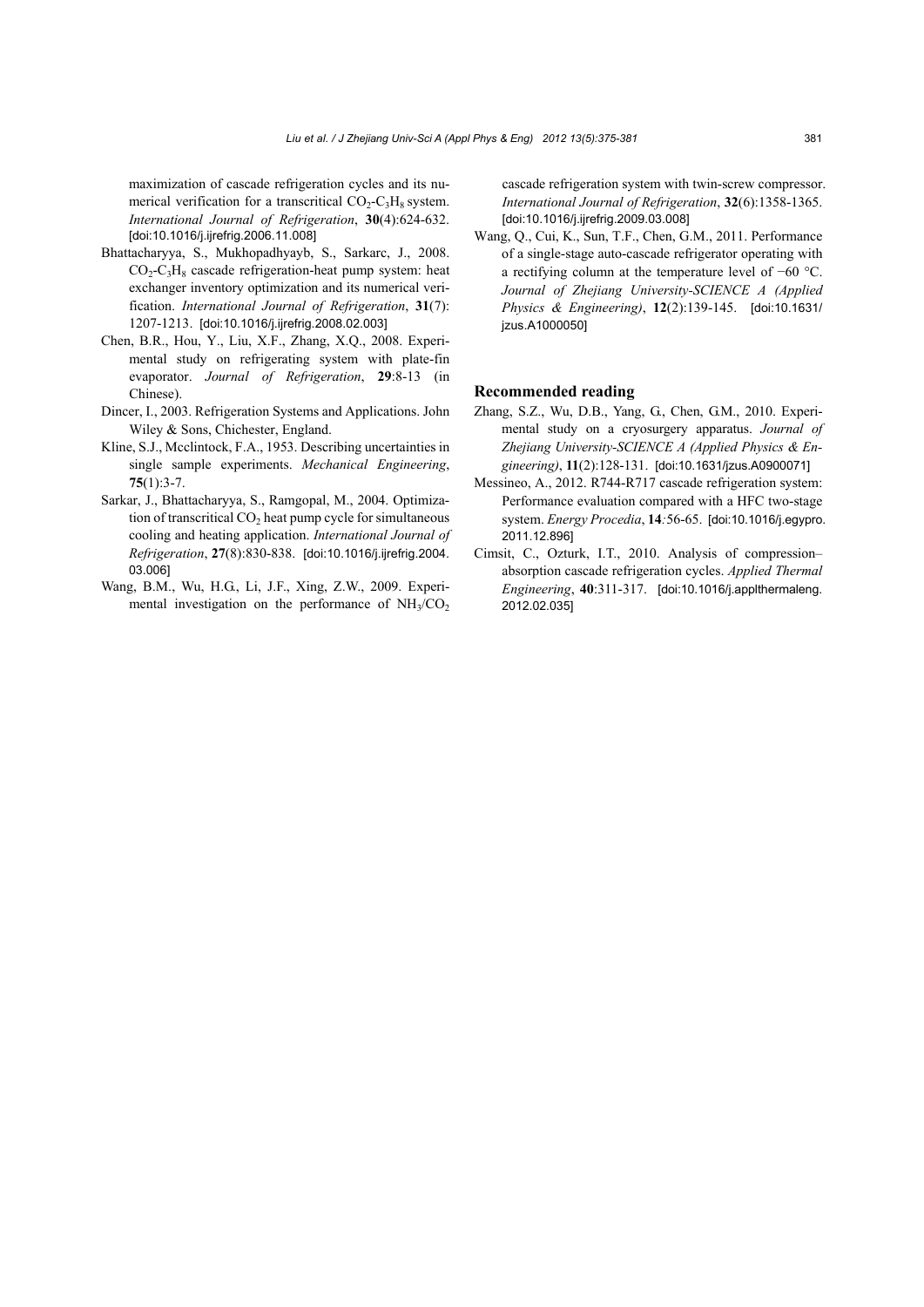maximization of cascade refrigeration cycles and its numerical verification for a transcritical $CO_2$-$C_3H_8$ system. *International Journal of Refrigeration*, **30**(4):624-632. [doi:10.1016/j.ijrefrig.2006.11.008]

Bhattacharyya, S., Mukhopadhyayb, S., Sarkarc, J., 2008. $CO_2$-$C_3H_8$ cascade refrigeration-heat pump system: heat exchanger inventory optimization and its numerical verification. *International Journal of Refrigeration*, **31**(7): 1207-1213. [doi:10.1016/j.ijrefrig.2008.02.003]

Chen, B.R., Hou, Y., Liu, X.F., Zhang, X.Q., 2008. Experimental study on refrigerating system with plate-fin evaporator. *Journal of Refrigeration*, **29**:8-13 (in Chinese).

Dincer, I., 2003. Refrigeration Systems and Applications. John Wiley & Sons, Chichester, England.

Kline, S.J., Mcclintock, F.A., 1953. Describing uncertainties in single sample experiments. *Mechanical Engineering*, **75**(1):3-7.

Sarkar, J., Bhattacharyya, S., Ramgopal, M., 2004. Optimization of transcritical $CO_2$ heat pump cycle for simultaneous cooling and heating application. *International Journal of Refrigeration*, **27**(8):830-838. [doi:10.1016/j.ijrefrig.2004.03.006]

Wang, B.M., Wu, H.G., Li, J.F., Xing, Z.W., 2009. Experimental investigation on the performance of $NH_3$/$CO_2$ cascade refrigeration system with twin-screw compressor. *International Journal of Refrigeration*, **32**(6):1358-1365. [doi:10.1016/j.ijrefrig.2009.03.008]

Wang, Q., Cui, K., Sun, T.F., Chen, G.M., 2011. Performance of a single-stage auto-cascade refrigerator operating with a rectifying column at the temperature level of −60 °C. *Journal of Zhejiang University-SCIENCE A (Applied Physics & Engineering)*, **12**(2):139-145. [doi:10.1631/jzus.A1000050]

## Recommended reading

Zhang, S.Z., Wu, D.B., Yang, G., Chen, G.M., 2010. Experimental study on a cryosurgery apparatus. *Journal of Zhejiang University-SCIENCE A (Applied Physics & Engineering)*, **11**(2):128-131. [doi:10.1631/jzus.A0900071]

Messineo, A., 2012. R744-R717 cascade refrigeration system: Performance evaluation compared with a HFC two-stage system. *Energy Procedia*, **14***:*56-65. [doi:10.1016/j.egypro.2011.12.896]

Cimsit, C., Ozturk, I.T., 2010. Analysis of compression–absorption cascade refrigeration cycles. *Applied Thermal Engineering*, **40**:311-317. [doi:10.1016/j.applthermaleng.2012.02.035]